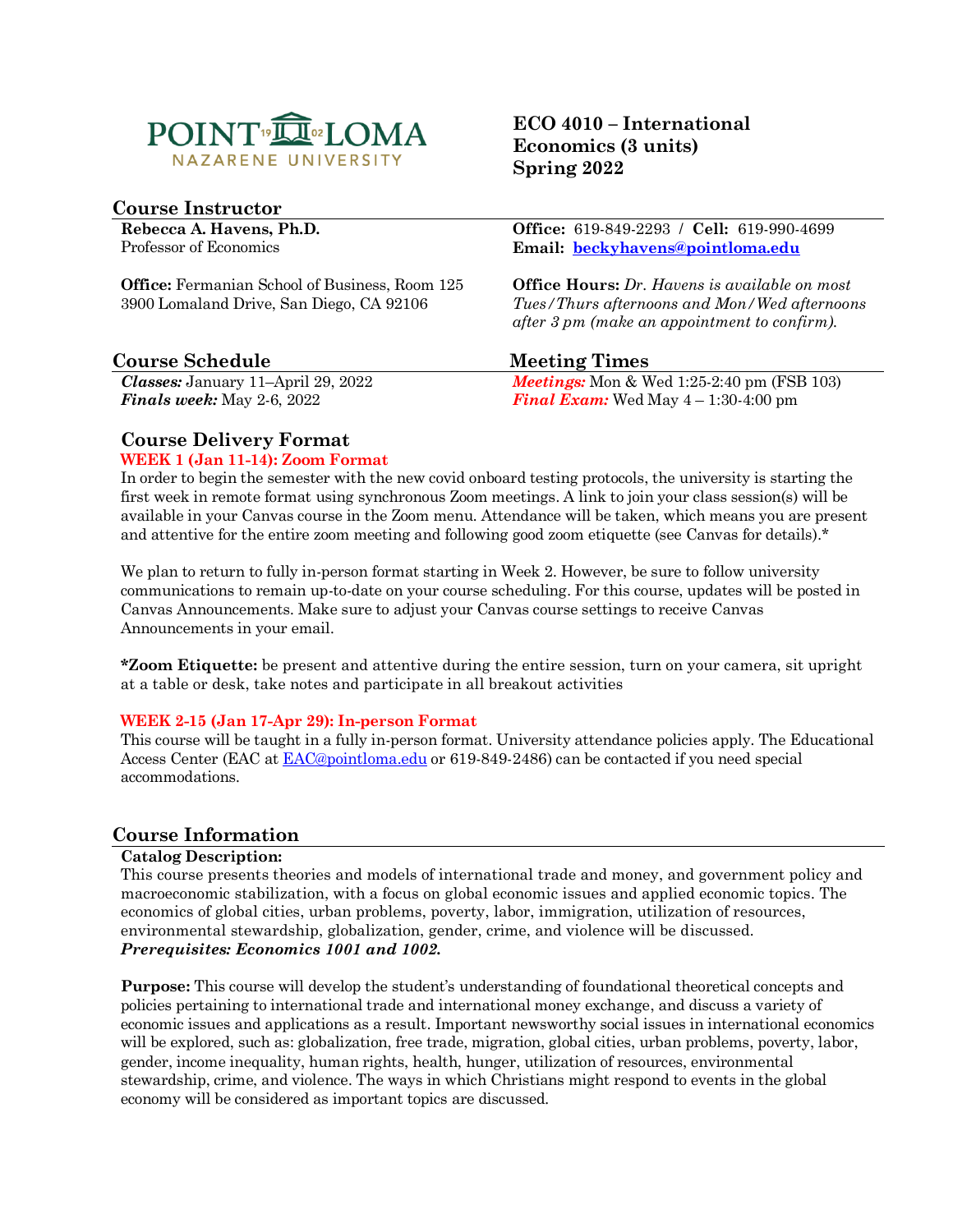POINT LOMA NAZARENE UNIVERSITY

# ECO 4010 – International Economics (3 units) Spring 2022

## Course Instructor

**Rebecca A. Havens, Ph.D.**
Professor of Economics

**Office:** 619-849-2293 / **Cell:** 619-990-4699
**Email:** **beckyhavens@pointloma.edu**

**Office:** Fermanian School of Business, Room 125
3900 Lomaland Drive, San Diego, CA 92106

**Office Hours:** *Dr. Havens is available on most Tues/Thurs afternoons and Mon/Wed afternoons after 3 pm (make an appointment to confirm).*

## Course Schedule

***Classes:*** January 11–April 29, 2022
***Finals week:*** May 2-6, 2022

## Meeting Times

***Meetings:*** Mon & Wed 1:25-2:40 pm (FSB 103)
***Final Exam:*** Wed May 4 – 1:30-4:00 pm

## Course Delivery Format

**WEEK 1 (Jan 11-14): Zoom Format**

In order to begin the semester with the new covid onboard testing protocols, the university is starting the first week in remote format using synchronous Zoom meetings. A link to join your class session(s) will be available in your Canvas course in the Zoom menu. Attendance will be taken, which means you are present and attentive for the entire zoom meeting and following good zoom etiquette (see Canvas for details).*

We plan to return to fully in-person format starting in Week 2. However, be sure to follow university communications to remain up-to-date on your course scheduling. For this course, updates will be posted in Canvas Announcements. Make sure to adjust your Canvas course settings to receive Canvas Announcements in your email.

***Zoom Etiquette:** be present and attentive during the entire session, turn on your camera, sit upright at a table or desk, take notes and participate in all breakout activities

**WEEK 2-15 (Jan 17-Apr 29): In-person Format**

This course will be taught in a fully in-person format. University attendance policies apply. The Educational Access Center (EAC at EAC@pointloma.edu or 619-849-2486) can be contacted if you need special accommodations.

## Course Information

**Catalog Description:**

This course presents theories and models of international trade and money, and government policy and macroeconomic stabilization, with a focus on global economic issues and applied economic topics. The economics of global cities, urban problems, poverty, labor, immigration, utilization of resources, environmental stewardship, globalization, gender, crime, and violence will be discussed.
***Prerequisites: Economics 1001 and 1002.***

**Purpose:** This course will develop the student's understanding of foundational theoretical concepts and policies pertaining to international trade and international money exchange, and discuss a variety of economic issues and applications as a result. Important newsworthy social issues in international economics will be explored, such as: globalization, free trade, migration, global cities, urban problems, poverty, labor, gender, income inequality, human rights, health, hunger, utilization of resources, environmental stewardship, crime, and violence. The ways in which Christians might respond to events in the global economy will be considered as important topics are discussed.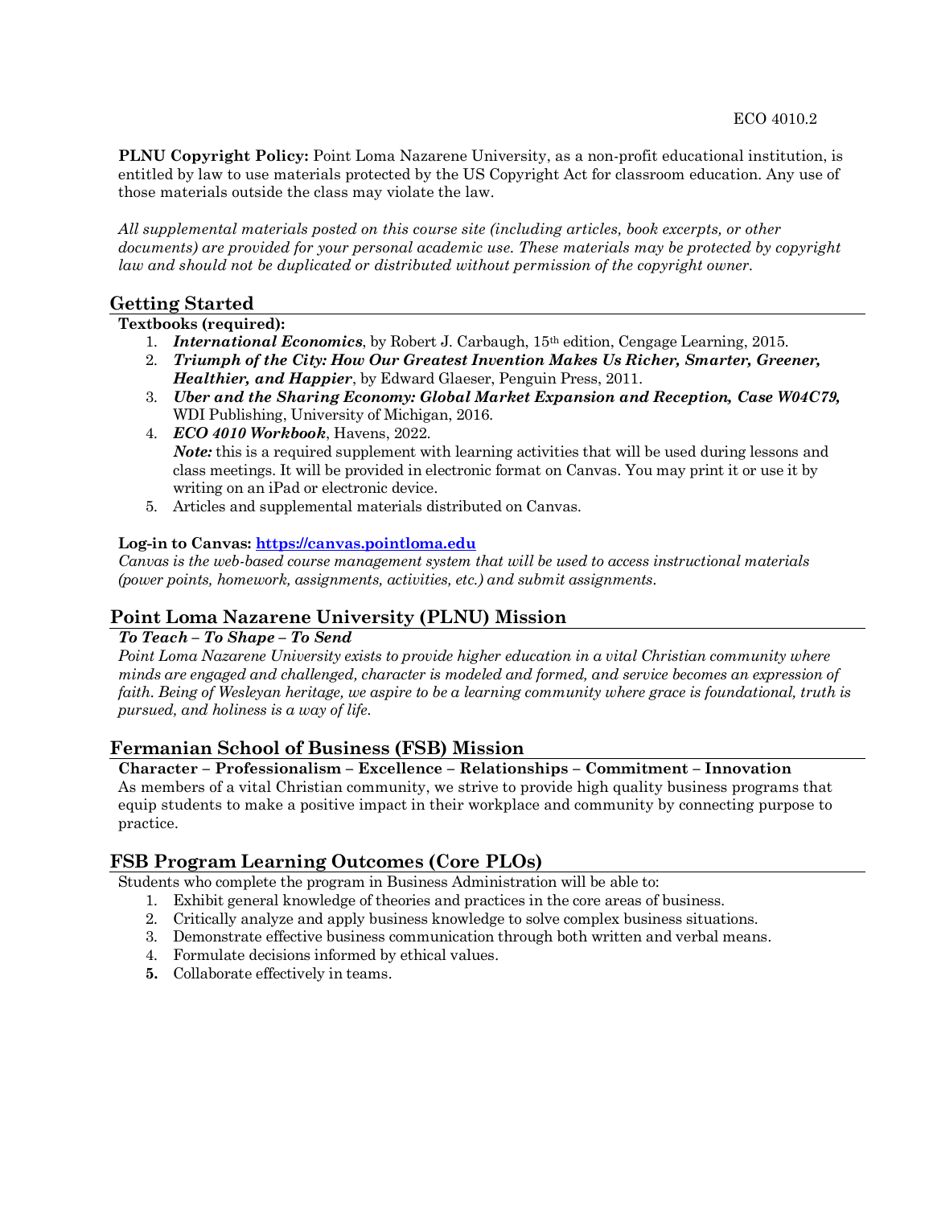**PLNU Copyright Policy:** Point Loma Nazarene University, as a non-profit educational institution, is entitled by law to use materials protected by the US Copyright Act for classroom education. Any use of those materials outside the class may violate the law.

*All supplemental materials posted on this course site (including articles, book excerpts, or other documents) are provided for your personal academic use. These materials may be protected by copyright law and should not be duplicated or distributed without permission of the copyright owner.*

## Getting Started

**Textbooks (required):**

1. ***International Economics***, by Robert J. Carbaugh, 15th edition, Cengage Learning, 2015.
2. ***Triumph of the City: How Our Greatest Invention Makes Us Richer, Smarter, Greener, Healthier, and Happier***, by Edward Glaeser, Penguin Press, 2011.
3. ***Uber and the Sharing Economy: Global Market Expansion and Reception, Case W04C79,*** WDI Publishing, University of Michigan, 2016.
4. ***ECO 4010 Workbook***, Havens, 2022.
   ***Note:*** this is a required supplement with learning activities that will be used during lessons and class meetings. It will be provided in electronic format on Canvas. You may print it or use it by writing on an iPad or electronic device.
5. Articles and supplemental materials distributed on Canvas.

**Log-in to Canvas: [https://canvas.pointloma.edu](https://canvas.pointloma.edu)**
*Canvas is the web-based course management system that will be used to access instructional materials (power points, homework, assignments, activities, etc.) and submit assignments.*

## Point Loma Nazarene University (PLNU) Mission

***To Teach – To Shape – To Send***
*Point Loma Nazarene University exists to provide higher education in a vital Christian community where minds are engaged and challenged, character is modeled and formed, and service becomes an expression of faith. Being of Wesleyan heritage, we aspire to be a learning community where grace is foundational, truth is pursued, and holiness is a way of life.*

## Fermanian School of Business (FSB) Mission

**Character – Professionalism – Excellence – Relationships – Commitment – Innovation**
As members of a vital Christian community, we strive to provide high quality business programs that equip students to make a positive impact in their workplace and community by connecting purpose to practice.

## FSB Program Learning Outcomes (Core PLOs)

Students who complete the program in Business Administration will be able to:

1. Exhibit general knowledge of theories and practices in the core areas of business.
2. Critically analyze and apply business knowledge to solve complex business situations.
3. Demonstrate effective business communication through both written and verbal means.
4. Formulate decisions informed by ethical values.
5. Collaborate effectively in teams.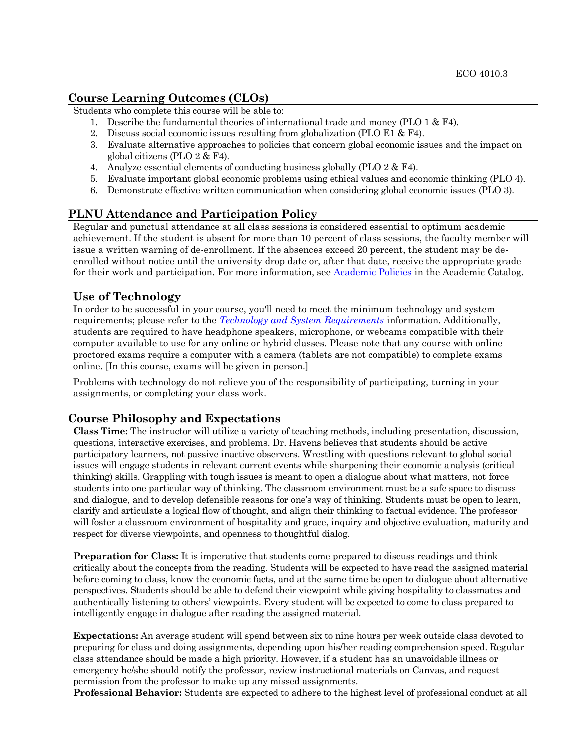## Course Learning Outcomes (CLOs)

Students who complete this course will be able to:

1. Describe the fundamental theories of international trade and money (PLO 1 & F4).
2. Discuss social economic issues resulting from globalization (PLO E1 & F4).
3. Evaluate alternative approaches to policies that concern global economic issues and the impact on global citizens (PLO 2 & F4).
4. Analyze essential elements of conducting business globally (PLO 2 & F4).
5. Evaluate important global economic problems using ethical values and economic thinking (PLO 4).
6. Demonstrate effective written communication when considering global economic issues (PLO 3).

## PLNU Attendance and Participation Policy

Regular and punctual attendance at all class sessions is considered essential to optimum academic achievement. If the student is absent for more than 10 percent of class sessions, the faculty member will issue a written warning of de-enrollment. If the absences exceed 20 percent, the student may be de-enrolled without notice until the university drop date or, after that date, receive the appropriate grade for their work and participation. For more information, see [Academic Policies] in the Academic Catalog.

## Use of Technology

In order to be successful in your course, you'll need to meet the minimum technology and system requirements; please refer to the *Technology and System Requirements* information. Additionally, students are required to have headphone speakers, microphone, or webcams compatible with their computer available to use for any online or hybrid classes. Please note that any course with online proctored exams require a computer with a camera (tablets are not compatible) to complete exams online. [In this course, exams will be given in person.]

Problems with technology do not relieve you of the responsibility of participating, turning in your assignments, or completing your class work.

## Course Philosophy and Expectations

**Class Time:** The instructor will utilize a variety of teaching methods, including presentation, discussion, questions, interactive exercises, and problems. Dr. Havens believes that students should be active participatory learners, not passive inactive observers. Wrestling with questions relevant to global social issues will engage students in relevant current events while sharpening their economic analysis (critical thinking) skills. Grappling with tough issues is meant to open a dialogue about what matters, not force students into one particular way of thinking. The classroom environment must be a safe space to discuss and dialogue, and to develop defensible reasons for one's way of thinking. Students must be open to learn, clarify and articulate a logical flow of thought, and align their thinking to factual evidence. The professor will foster a classroom environment of hospitality and grace, inquiry and objective evaluation, maturity and respect for diverse viewpoints, and openness to thoughtful dialog.

**Preparation for Class:** It is imperative that students come prepared to discuss readings and think critically about the concepts from the reading. Students will be expected to have read the assigned material before coming to class, know the economic facts, and at the same time be open to dialogue about alternative perspectives. Students should be able to defend their viewpoint while giving hospitality to classmates and authentically listening to others' viewpoints. Every student will be expected to come to class prepared to intelligently engage in dialogue after reading the assigned material.

**Expectations:** An average student will spend between six to nine hours per week outside class devoted to preparing for class and doing assignments, depending upon his/her reading comprehension speed. Regular class attendance should be made a high priority. However, if a student has an unavoidable illness or emergency he/she should notify the professor, review instructional materials on Canvas, and request permission from the professor to make up any missed assignments.

**Professional Behavior:** Students are expected to adhere to the highest level of professional conduct at all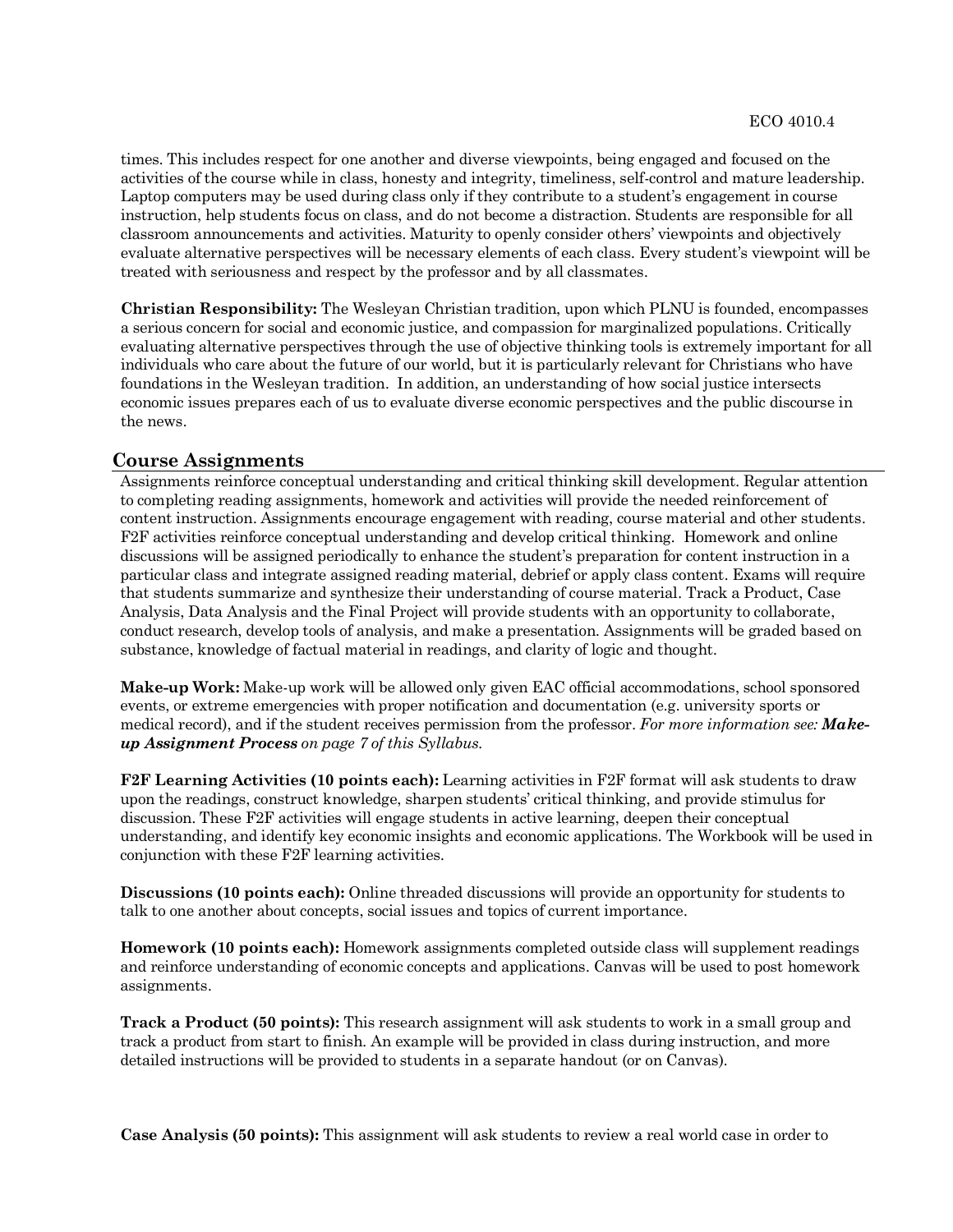times. This includes respect for one another and diverse viewpoints, being engaged and focused on the activities of the course while in class, honesty and integrity, timeliness, self-control and mature leadership. Laptop computers may be used during class only if they contribute to a student's engagement in course instruction, help students focus on class, and do not become a distraction. Students are responsible for all classroom announcements and activities. Maturity to openly consider others' viewpoints and objectively evaluate alternative perspectives will be necessary elements of each class. Every student's viewpoint will be treated with seriousness and respect by the professor and by all classmates.

**Christian Responsibility:** The Wesleyan Christian tradition, upon which PLNU is founded, encompasses a serious concern for social and economic justice, and compassion for marginalized populations. Critically evaluating alternative perspectives through the use of objective thinking tools is extremely important for all individuals who care about the future of our world, but it is particularly relevant for Christians who have foundations in the Wesleyan tradition. In addition, an understanding of how social justice intersects economic issues prepares each of us to evaluate diverse economic perspectives and the public discourse in the news.

## Course Assignments

Assignments reinforce conceptual understanding and critical thinking skill development. Regular attention to completing reading assignments, homework and activities will provide the needed reinforcement of content instruction. Assignments encourage engagement with reading, course material and other students. F2F activities reinforce conceptual understanding and develop critical thinking. Homework and online discussions will be assigned periodically to enhance the student's preparation for content instruction in a particular class and integrate assigned reading material, debrief or apply class content. Exams will require that students summarize and synthesize their understanding of course material. Track a Product, Case Analysis, Data Analysis and the Final Project will provide students with an opportunity to collaborate, conduct research, develop tools of analysis, and make a presentation. Assignments will be graded based on substance, knowledge of factual material in readings, and clarity of logic and thought.

**Make-up Work:** Make-up work will be allowed only given EAC official accommodations, school sponsored events, or extreme emergencies with proper notification and documentation (e.g. university sports or medical record), and if the student receives permission from the professor. *For more information see:* ***Make-up Assignment Process*** *on page 7 of this Syllabus.*

**F2F Learning Activities (10 points each):** Learning activities in F2F format will ask students to draw upon the readings, construct knowledge, sharpen students' critical thinking, and provide stimulus for discussion. These F2F activities will engage students in active learning, deepen their conceptual understanding, and identify key economic insights and economic applications. The Workbook will be used in conjunction with these F2F learning activities.

**Discussions (10 points each):** Online threaded discussions will provide an opportunity for students to talk to one another about concepts, social issues and topics of current importance.

**Homework (10 points each):** Homework assignments completed outside class will supplement readings and reinforce understanding of economic concepts and applications. Canvas will be used to post homework assignments.

**Track a Product (50 points):** This research assignment will ask students to work in a small group and track a product from start to finish. An example will be provided in class during instruction, and more detailed instructions will be provided to students in a separate handout (or on Canvas).

**Case Analysis (50 points):** This assignment will ask students to review a real world case in order to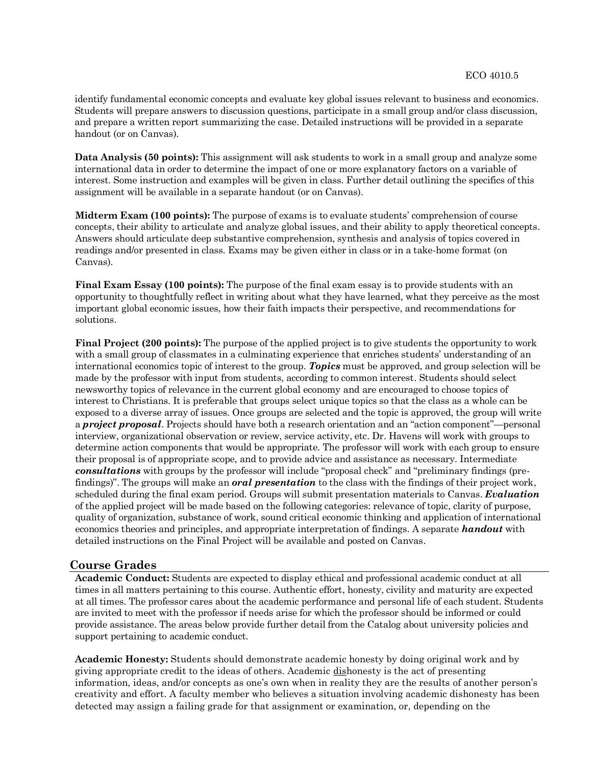identify fundamental economic concepts and evaluate key global issues relevant to business and economics. Students will prepare answers to discussion questions, participate in a small group and/or class discussion, and prepare a written report summarizing the case. Detailed instructions will be provided in a separate handout (or on Canvas).

**Data Analysis (50 points):** This assignment will ask students to work in a small group and analyze some international data in order to determine the impact of one or more explanatory factors on a variable of interest. Some instruction and examples will be given in class. Further detail outlining the specifics of this assignment will be available in a separate handout (or on Canvas).

**Midterm Exam (100 points):** The purpose of exams is to evaluate students' comprehension of course concepts, their ability to articulate and analyze global issues, and their ability to apply theoretical concepts. Answers should articulate deep substantive comprehension, synthesis and analysis of topics covered in readings and/or presented in class. Exams may be given either in class or in a take-home format (on Canvas).

**Final Exam Essay (100 points):** The purpose of the final exam essay is to provide students with an opportunity to thoughtfully reflect in writing about what they have learned, what they perceive as the most important global economic issues, how their faith impacts their perspective, and recommendations for solutions.

**Final Project (200 points):** The purpose of the applied project is to give students the opportunity to work with a small group of classmates in a culminating experience that enriches students' understanding of an international economics topic of interest to the group. ***Topics*** must be approved, and group selection will be made by the professor with input from students, according to common interest. Students should select newsworthy topics of relevance in the current global economy and are encouraged to choose topics of interest to Christians. It is preferable that groups select unique topics so that the class as a whole can be exposed to a diverse array of issues. Once groups are selected and the topic is approved, the group will write a ***project proposal***. Projects should have both a research orientation and an "action component"—personal interview, organizational observation or review, service activity, etc. Dr. Havens will work with groups to determine action components that would be appropriate. The professor will work with each group to ensure their proposal is of appropriate scope, and to provide advice and assistance as necessary. Intermediate ***consultations*** with groups by the professor will include "proposal check" and "preliminary findings (pre-findings)". The groups will make an ***oral presentation*** to the class with the findings of their project work, scheduled during the final exam period. Groups will submit presentation materials to Canvas. ***Evaluation*** of the applied project will be made based on the following categories: relevance of topic, clarity of purpose, quality of organization, substance of work, sound critical economic thinking and application of international economics theories and principles, and appropriate interpretation of findings. A separate ***handout*** with detailed instructions on the Final Project will be available and posted on Canvas.

## Course Grades

**Academic Conduct:** Students are expected to display ethical and professional academic conduct at all times in all matters pertaining to this course. Authentic effort, honesty, civility and maturity are expected at all times. The professor cares about the academic performance and personal life of each student. Students are invited to meet with the professor if needs arise for which the professor should be informed or could provide assistance. The areas below provide further detail from the Catalog about university policies and support pertaining to academic conduct.

**Academic Honesty:** Students should demonstrate academic honesty by doing original work and by giving appropriate credit to the ideas of others. Academic <u>dis</u>honesty is the act of presenting information, ideas, and/or concepts as one's own when in reality they are the results of another person's creativity and effort. A faculty member who believes a situation involving academic dishonesty has been detected may assign a failing grade for that assignment or examination, or, depending on the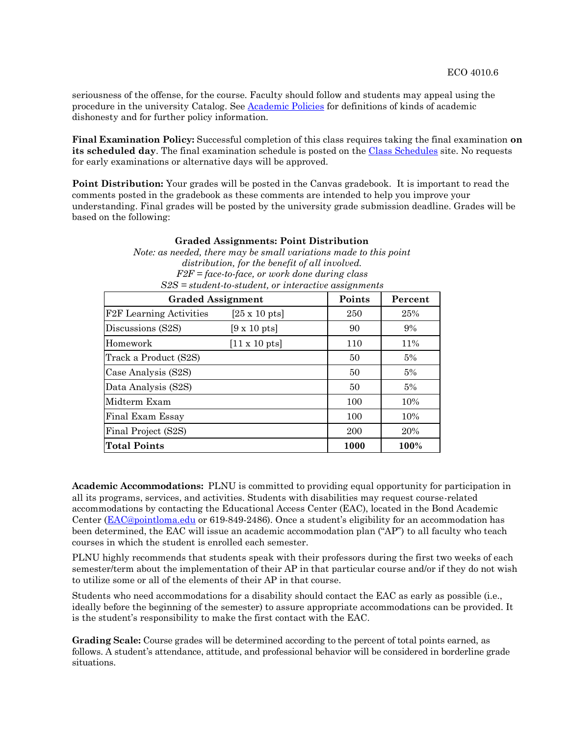seriousness of the offense, for the course. Faculty should follow and students may appeal using the procedure in the university Catalog. See Academic Policies for definitions of kinds of academic dishonesty and for further policy information.

**Final Examination Policy:** Successful completion of this class requires taking the final examination **on its scheduled day**. The final examination schedule is posted on the Class Schedules site. No requests for early examinations or alternative days will be approved.

**Point Distribution:** Your grades will be posted in the Canvas gradebook. It is important to read the comments posted in the gradebook as these comments are intended to help you improve your understanding. Final grades will be posted by the university grade submission deadline. Grades will be based on the following:

**Graded Assignments: Point Distribution**

*Note: as needed, there may be small variations made to this point distribution, for the benefit of all involved.*
*F2F = face-to-face, or work done during class*
*S2S = student-to-student, or interactive assignments*

| Graded Assignment | | Points | Percent |
|---|---|---|---|
| F2F Learning Activities | [25 x 10 pts] | 250 | 25% |
| Discussions (S2S) | [9 x 10 pts] | 90 | 9% |
| Homework | [11 x 10 pts] | 110 | 11% |
| Track a Product (S2S) | | 50 | 5% |
| Case Analysis (S2S) | | 50 | 5% |
| Data Analysis (S2S) | | 50 | 5% |
| Midterm Exam | | 100 | 10% |
| Final Exam Essay | | 100 | 10% |
| Final Project (S2S) | | 200 | 20% |
| **Total Points** | | **1000** | **100%** |

**Academic Accommodations:** PLNU is committed to providing equal opportunity for participation in all its programs, services, and activities. Students with disabilities may request course-related accommodations by contacting the Educational Access Center (EAC), located in the Bond Academic Center (EAC@pointloma.edu or 619-849-2486). Once a student's eligibility for an accommodation has been determined, the EAC will issue an academic accommodation plan ("AP") to all faculty who teach courses in which the student is enrolled each semester.

PLNU highly recommends that students speak with their professors during the first two weeks of each semester/term about the implementation of their AP in that particular course and/or if they do not wish to utilize some or all of the elements of their AP in that course.

Students who need accommodations for a disability should contact the EAC as early as possible (i.e., ideally before the beginning of the semester) to assure appropriate accommodations can be provided. It is the student's responsibility to make the first contact with the EAC.

**Grading Scale:** Course grades will be determined according to the percent of total points earned, as follows. A student's attendance, attitude, and professional behavior will be considered in borderline grade situations.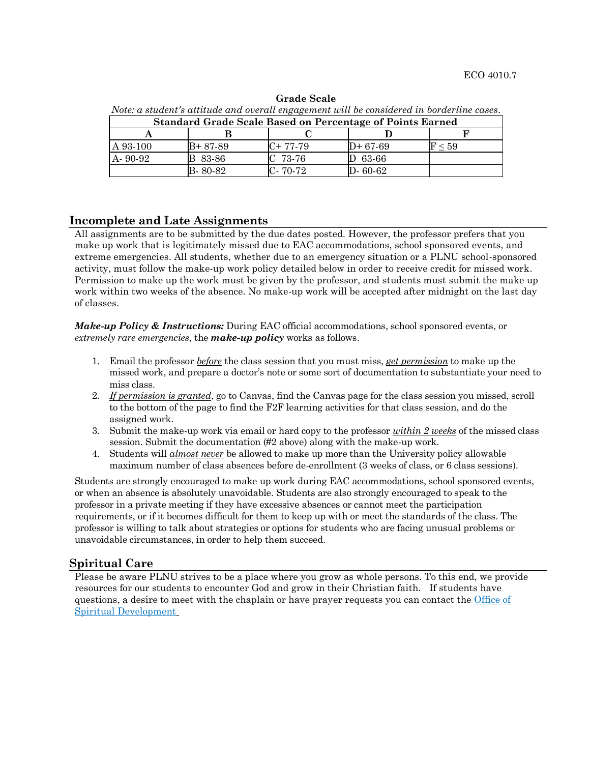**Grade Scale**

*Note: a student's attitude and overall engagement will be considered in borderline cases.*

| Standard Grade Scale Based on Percentage of Points Earned | | | | |
|---|---|---|---|---|
| A | B | C | D | F |
| A 93-100 | B+ 87-89 | C+ 77-79 | D+ 67-69 | F ≤ 59 |
| A- 90-92 | B 83-86 | C 73-76 | D 63-66 | |
| | B- 80-82 | C- 70-72 | D- 60-62 | |

## Incomplete and Late Assignments

All assignments are to be submitted by the due dates posted. However, the professor prefers that you make up work that is legitimately missed due to EAC accommodations, school sponsored events, and extreme emergencies. All students, whether due to an emergency situation or a PLNU school-sponsored activity, must follow the make-up work policy detailed below in order to receive credit for missed work. Permission to make up the work must be given by the professor, and students must submit the make up work within two weeks of the absence. No make-up work will be accepted after midnight on the last day of classes.

***Make-up Policy & Instructions:*** During EAC official accommodations, school sponsored events, or *extremely rare emergencies*, the ***make-up policy*** works as follows.

1. Email the professor *before* the class session that you must miss, *get permission* to make up the missed work, and prepare a doctor's note or some sort of documentation to substantiate your need to miss class.
2. *If permission is granted*, go to Canvas, find the Canvas page for the class session you missed, scroll to the bottom of the page to find the F2F learning activities for that class session, and do the assigned work.
3. Submit the make-up work via email or hard copy to the professor *within 2 weeks* of the missed class session. Submit the documentation (#2 above) along with the make-up work.
4. Students will *almost never* be allowed to make up more than the University policy allowable maximum number of class absences before de-enrollment (3 weeks of class, or 6 class sessions).

Students are strongly encouraged to make up work during EAC accommodations, school sponsored events, or when an absence is absolutely unavoidable. Students are also strongly encouraged to speak to the professor in a private meeting if they have excessive absences or cannot meet the participation requirements, or if it becomes difficult for them to keep up with or meet the standards of the class. The professor is willing to talk about strategies or options for students who are facing unusual problems or unavoidable circumstances, in order to help them succeed.

## Spiritual Care

Please be aware PLNU strives to be a place where you grow as whole persons. To this end, we provide resources for our students to encounter God and grow in their Christian faith. If students have questions, a desire to meet with the chaplain or have prayer requests you can contact the Office of Spiritual Development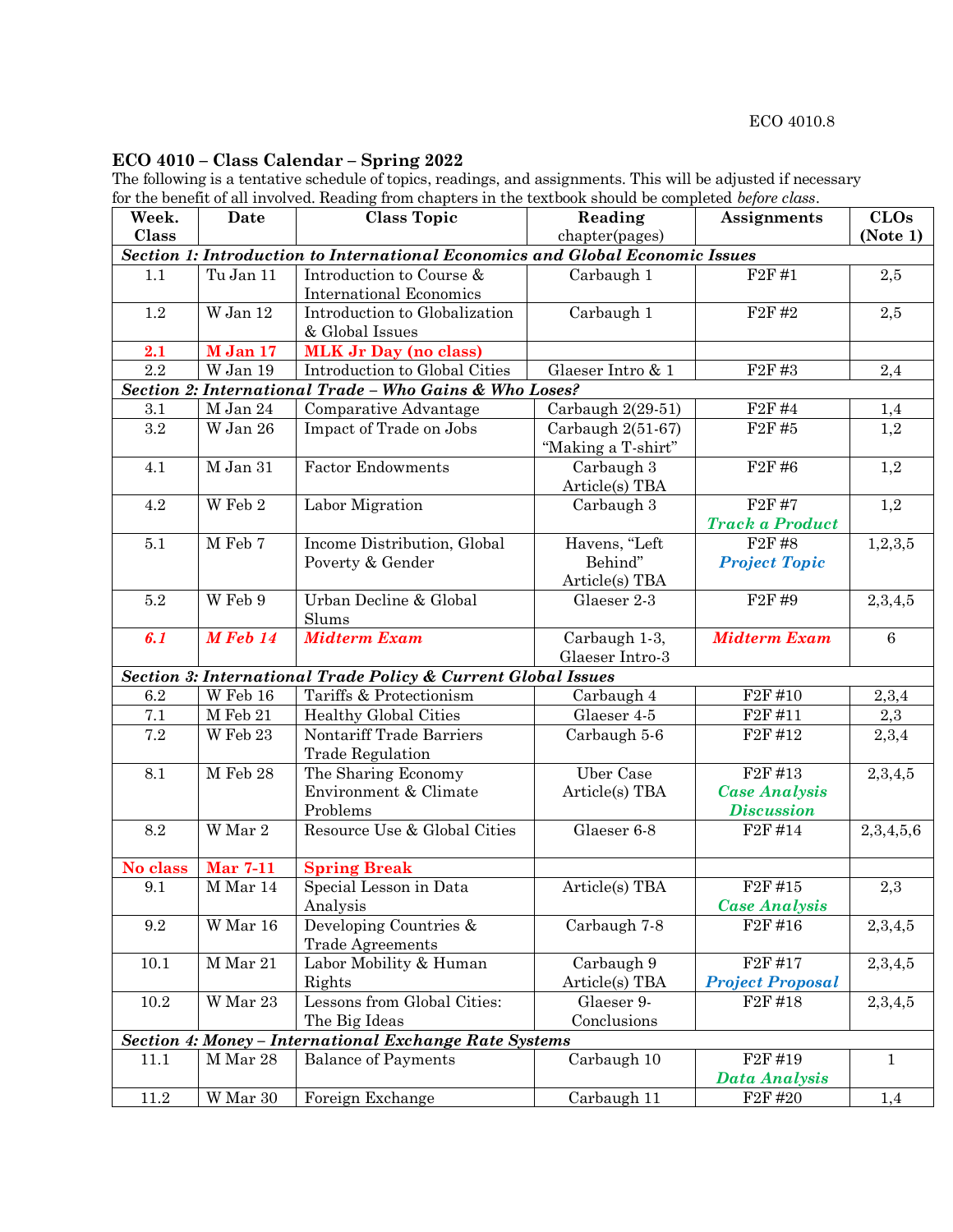## ECO 4010 – Class Calendar – Spring 2022

The following is a tentative schedule of topics, readings, and assignments. This will be adjusted if necessary for the benefit of all involved. Reading from chapters in the textbook should be completed *before class*.

| Week. Class | Date | Class Topic | Reading chapter(pages) | Assignments | CLOs (Note 1) |
|---|---|---|---|---|---|
| ***Section 1: Introduction to International Economics and Global Economic Issues*** | | | | | |
| 1.1 | Tu Jan 11 | Introduction to Course & International Economics | Carbaugh 1 | F2F #1 | 2,5 |
| 1.2 | W Jan 12 | Introduction to Globalization & Global Issues | Carbaugh 1 | F2F #2 | 2,5 |
| **2.1** | **M Jan 17** | **MLK Jr Day (no class)** | | | |
| 2.2 | W Jan 19 | Introduction to Global Cities | Glaeser Intro & 1 | F2F #3 | 2,4 |
| ***Section 2: International Trade – Who Gains & Who Loses?*** | | | | | |
| 3.1 | M Jan 24 | Comparative Advantage | Carbaugh 2(29-51) | F2F #4 | 1,4 |
| 3.2 | W Jan 26 | Impact of Trade on Jobs | Carbaugh 2(51-67) "Making a T-shirt" | F2F #5 | 1,2 |
| 4.1 | M Jan 31 | Factor Endowments | Carbaugh 3 Article(s) TBA | F2F #6 | 1,2 |
| 4.2 | W Feb 2 | Labor Migration | Carbaugh 3 | F2F #7 ***Track a Product*** | 1,2 |
| 5.1 | M Feb 7 | Income Distribution, Global Poverty & Gender | Havens, "Left Behind" Article(s) TBA | F2F #8 ***Project Topic*** | 1,2,3,5 |
| 5.2 | W Feb 9 | Urban Decline & Global Slums | Glaeser 2-3 | F2F #9 | 2,3,4,5 |
| ***6.1*** | ***M Feb 14*** | ***Midterm Exam*** | Carbaugh 1-3, Glaeser Intro-3 | ***Midterm Exam*** | 6 |
| ***Section 3: International Trade Policy & Current Global Issues*** | | | | | |
| 6.2 | W Feb 16 | Tariffs & Protectionism | Carbaugh 4 | F2F #10 | 2,3,4 |
| 7.1 | M Feb 21 | Healthy Global Cities | Glaeser 4-5 | F2F #11 | 2,3 |
| 7.2 | W Feb 23 | Nontariff Trade Barriers Trade Regulation | Carbaugh 5-6 | F2F #12 | 2,3,4 |
| 8.1 | M Feb 28 | The Sharing Economy Environment & Climate Problems | Uber Case Article(s) TBA | F2F #13 ***Case Analysis Discussion*** | 2,3,4,5 |
| 8.2 | W Mar 2 | Resource Use & Global Cities | Glaeser 6-8 | F2F #14 | 2,3,4,5,6 |
| **No class** | **Mar 7-11** | **Spring Break** | | | |
| 9.1 | M Mar 14 | Special Lesson in Data Analysis | Article(s) TBA | F2F #15 ***Case Analysis*** | 2,3 |
| 9.2 | W Mar 16 | Developing Countries & Trade Agreements | Carbaugh 7-8 | F2F #16 | 2,3,4,5 |
| 10.1 | M Mar 21 | Labor Mobility & Human Rights | Carbaugh 9 Article(s) TBA | F2F #17 ***Project Proposal*** | 2,3,4,5 |
| 10.2 | W Mar 23 | Lessons from Global Cities: The Big Ideas | Glaeser 9-Conclusions | F2F #18 | 2,3,4,5 |
| ***Section 4: Money – International Exchange Rate Systems*** | | | | | |
| 11.1 | M Mar 28 | Balance of Payments | Carbaugh 10 | F2F #19 ***Data Analysis*** | 1 |
| 11.2 | W Mar 30 | Foreign Exchange | Carbaugh 11 | F2F #20 | 1,4 |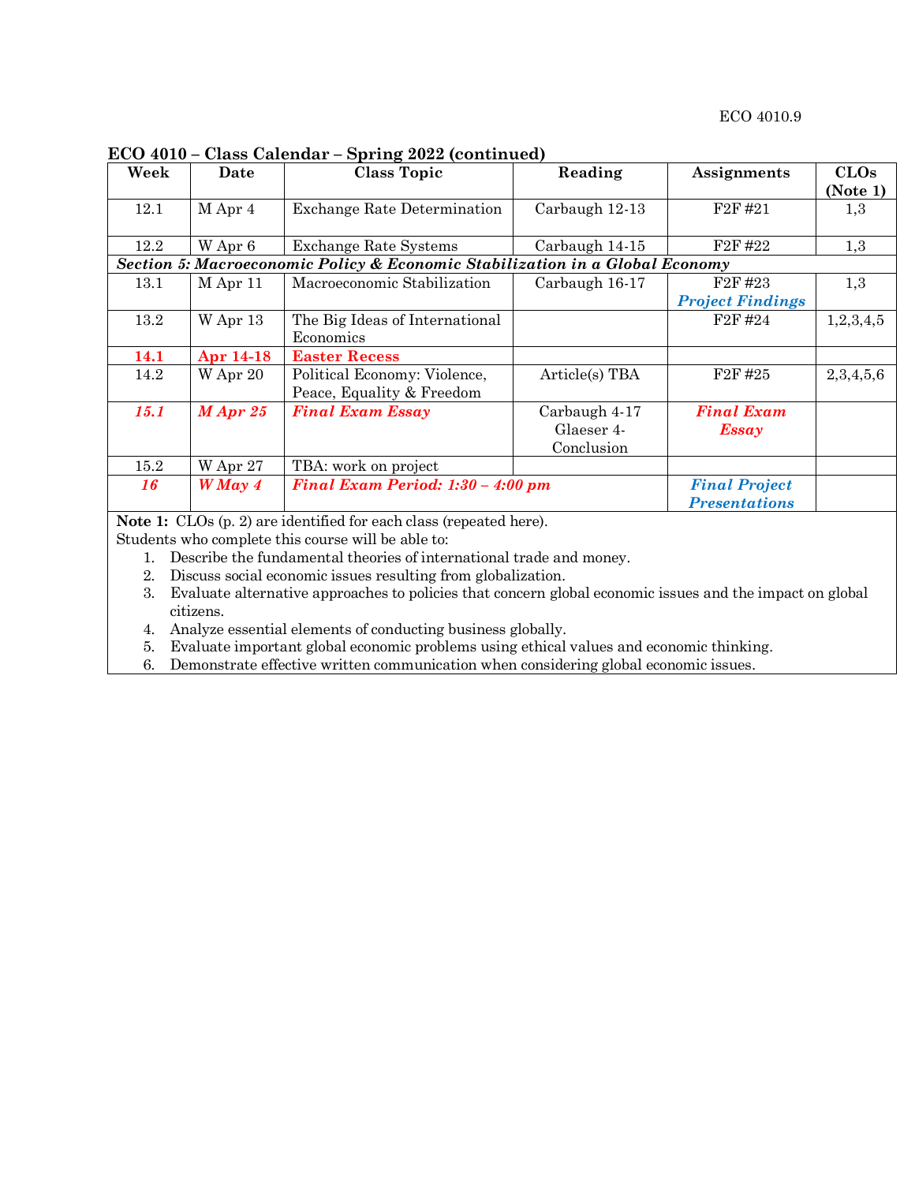ECO 4010.9

**ECO 4010 – Class Calendar – Spring 2022 (continued)**

| Week | Date | Class Topic | Reading | Assignments | CLOs (Note 1) |
|---|---|---|---|---|---|
| 12.1 | M Apr 4 | Exchange Rate Determination | Carbaugh 12-13 | F2F #21 | 1,3 |
| 12.2 | W Apr 6 | Exchange Rate Systems | Carbaugh 14-15 | F2F #22 | 1,3 |
| ***Section 5: Macroeconomic Policy & Economic Stabilization in a Global Economy*** | | | | | |
| 13.1 | M Apr 11 | Macroeconomic Stabilization | Carbaugh 16-17 | F2F #23 ***Project Findings*** | 1,3 |
| 13.2 | W Apr 13 | The Big Ideas of International Economics | | F2F #24 | 1,2,3,4,5 |
| **14.1** | **Apr 14-18** | **Easter Recess** | | | |
| 14.2 | W Apr 20 | Political Economy: Violence, Peace, Equality & Freedom | Article(s) TBA | F2F #25 | 2,3,4,5,6 |
| ***15.1*** | ***M Apr 25*** | ***Final Exam Essay*** | Carbaugh 4-17 Glaeser 4-Conclusion | ***Final Exam Essay*** | |
| 15.2 | W Apr 27 | TBA: work on project | | | |
| ***16*** | ***W May 4*** | ***Final Exam Period: 1:30 – 4:00 pm*** | | ***Final Project Presentations*** | |

**Note 1:** CLOs (p. 2) are identified for each class (repeated here).

Students who complete this course will be able to:

1. Describe the fundamental theories of international trade and money.
2. Discuss social economic issues resulting from globalization.
3. Evaluate alternative approaches to policies that concern global economic issues and the impact on global citizens.
4. Analyze essential elements of conducting business globally.
5. Evaluate important global economic problems using ethical values and economic thinking.
6. Demonstrate effective written communication when considering global economic issues.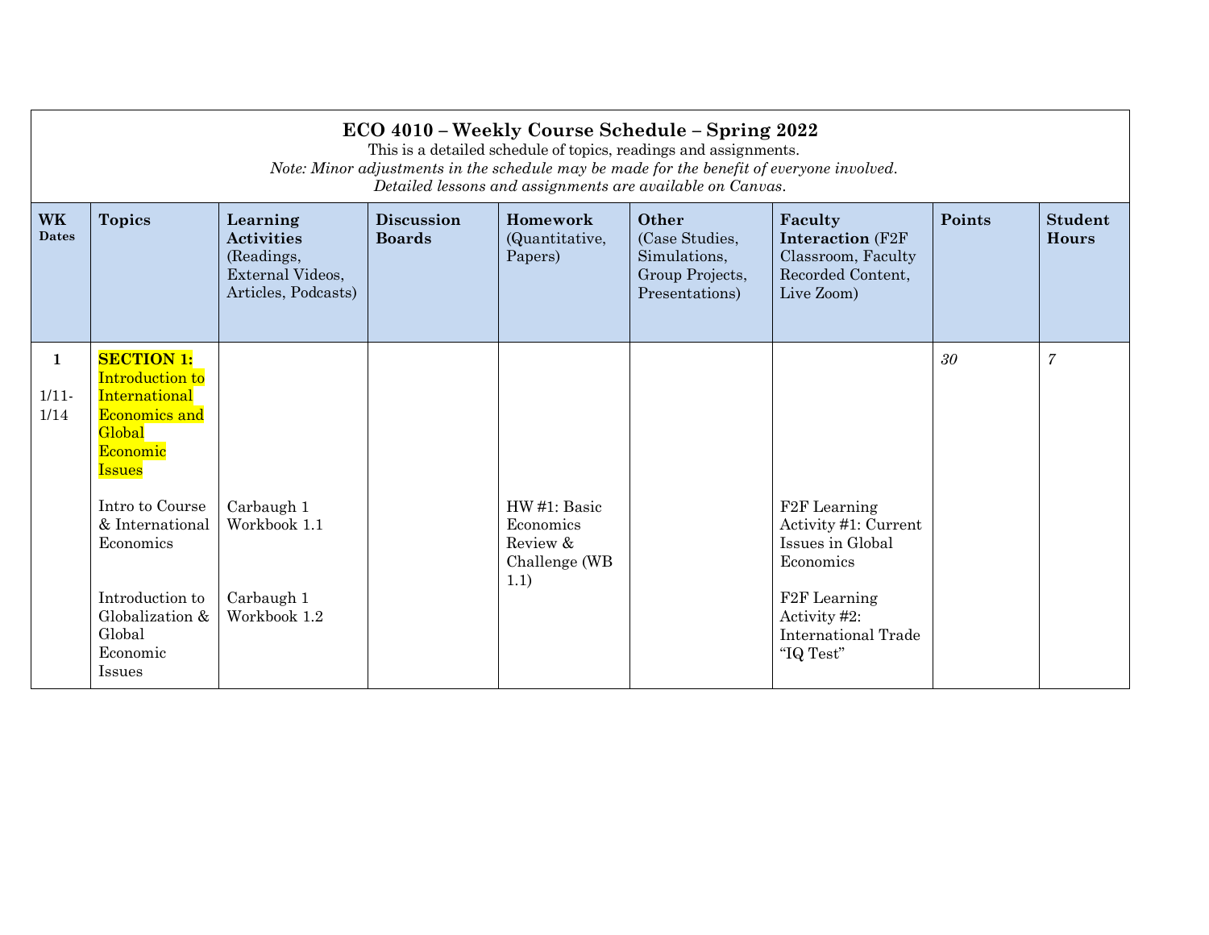# ECO 4010 – Weekly Course Schedule – Spring 2022

This is a detailed schedule of topics, readings and assignments.

*Note: Minor adjustments in the schedule may be made for the benefit of everyone involved.*
*Detailed lessons and assignments are available on Canvas.*

| WK Dates | Topics | Learning Activities (Readings, External Videos, Articles, Podcasts) | Discussion Boards | Homework (Quantitative, Papers) | Other (Case Studies, Simulations, Group Projects, Presentations) | Faculty Interaction (F2F Classroom, Faculty Recorded Content, Live Zoom) | Points | Student Hours |
|---|---|---|---|---|---|---|---|---|
| **1** 1/11-1/14 | **SECTION 1:** Introduction to International Economics and Global Economic Issues | | | | | | *30* | *7* |
| | Intro to Course & International Economics | Carbaugh 1 Workbook 1.1 | | HW #1: Basic Economics Review & Challenge (WB 1.1) | | F2F Learning Activity #1: Current Issues in Global Economics | | |
| | Introduction to Globalization & Global Economic Issues | Carbaugh 1 Workbook 1.2 | | | | F2F Learning Activity #2: International Trade "IQ Test" | | |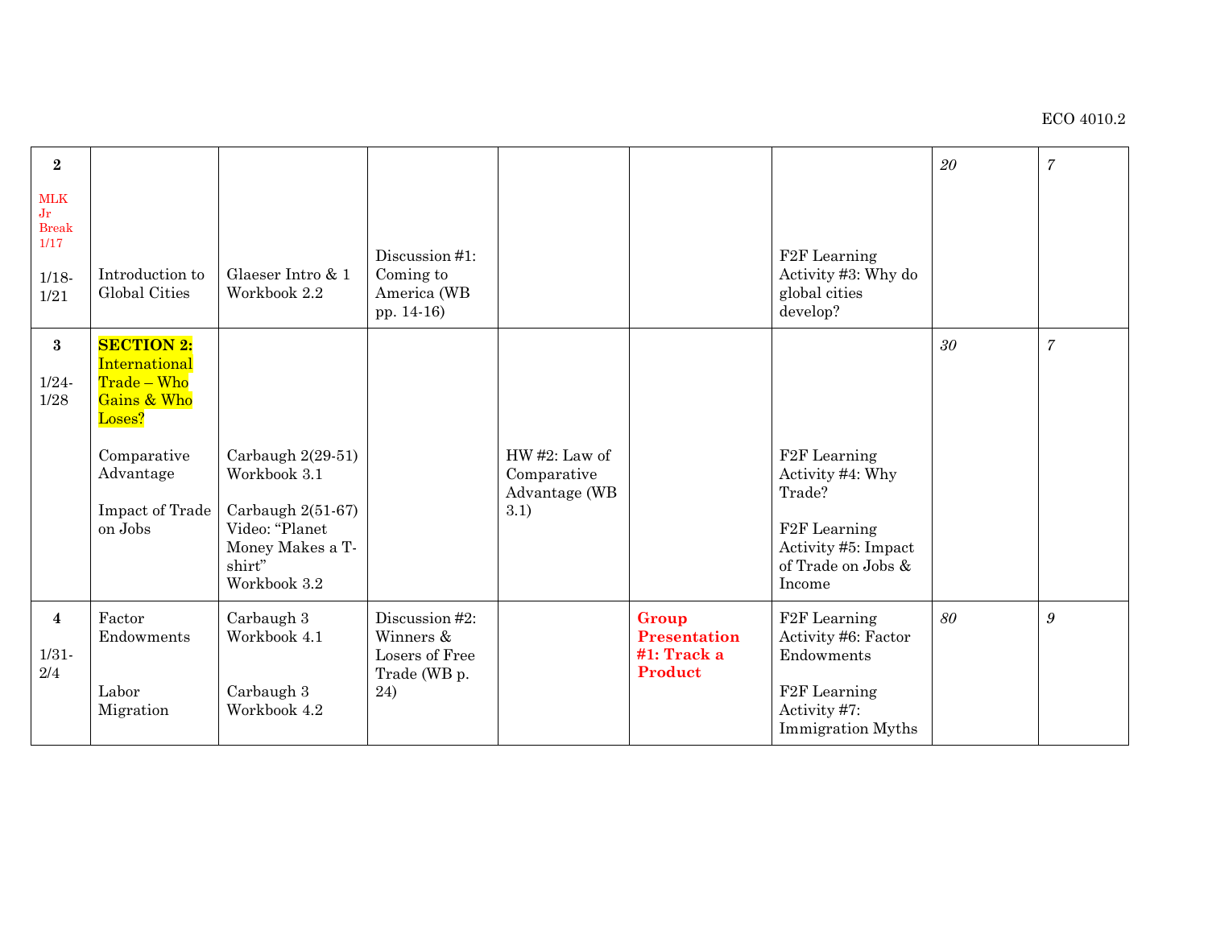| | | | | | | | | |
|---|---|---|---|---|---|---|---|---|
| **2**<br><br>MLK Jr Break 1/17<br><br>1/18-1/21 | Introduction to Global Cities | Glaeser Intro & 1<br>Workbook 2.2 | Discussion #1: Coming to America (WB pp. 14-16) | | | F2F Learning Activity #3: Why do global cities develop? | *20* | *7* |
| **3**<br><br>1/24-1/28 | **SECTION 2:** International Trade – Who Gains & Who Loses?<br><br>Comparative Advantage<br><br>Impact of Trade on Jobs | Carbaugh 2(29-51)<br>Workbook 3.1<br><br>Carbaugh 2(51-67)<br>Video: "Planet Money Makes a T-shirt"<br>Workbook 3.2 | | HW #2: Law of Comparative Advantage (WB 3.1) | | F2F Learning Activity #4: Why Trade?<br><br>F2F Learning Activity #5: Impact of Trade on Jobs & Income | *30* | *7* |
| **4**<br><br>1/31-2/4 | Factor Endowments<br><br>Labor Migration | Carbaugh 3<br>Workbook 4.1<br><br>Carbaugh 3<br>Workbook 4.2 | Discussion #2: Winners & Losers of Free Trade (WB p. 24) | | **Group Presentation #1: Track a Product** | F2F Learning Activity #6: Factor Endowments<br><br>F2F Learning Activity #7: Immigration Myths | *80* | *9* |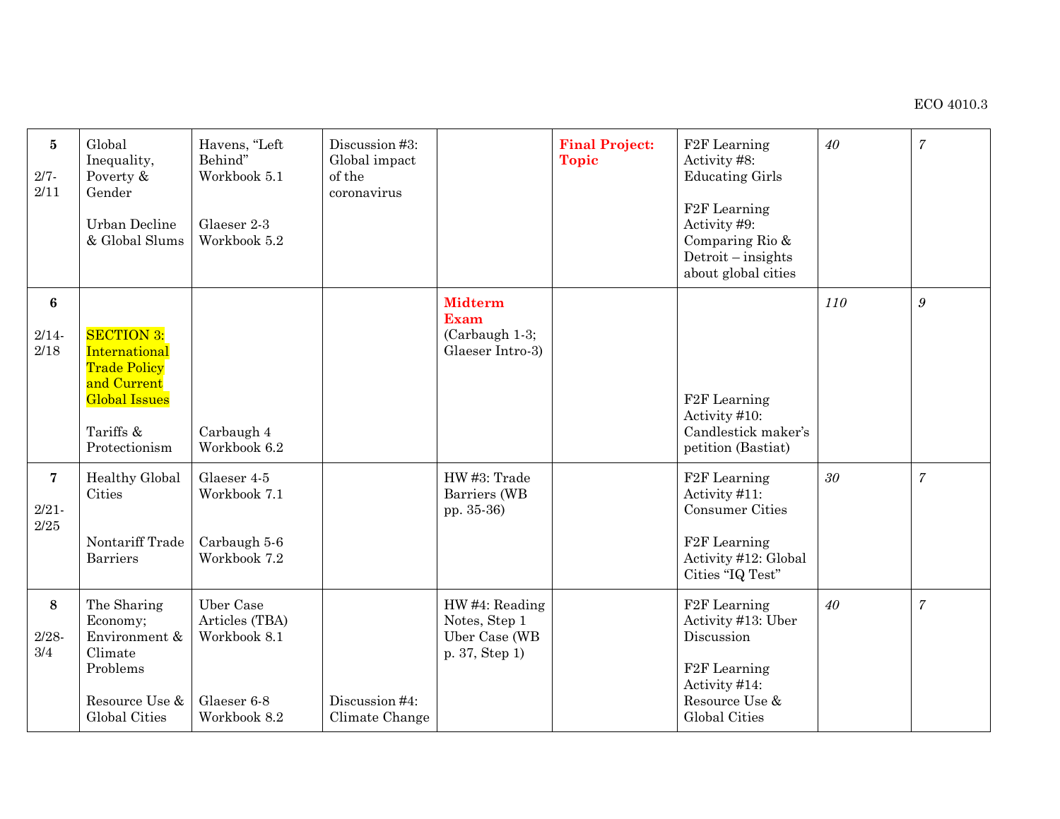| 5<br><br>2/7-2/11 | Global Inequality, Poverty & Gender<br><br>Urban Decline & Global Slums | Havens, "Left Behind" Workbook 5.1<br><br>Glaeser 2-3 Workbook 5.2 | Discussion #3: Global impact of the coronavirus | | **Final Project: Topic** | F2F Learning Activity #8: Educating Girls<br><br>F2F Learning Activity #9: Comparing Rio & Detroit – insights about global cities | *40* | *7* |
|---|---|---|---|---|---|---|---|---|
| 6<br><br>2/14-2/18 | SECTION 3: International Trade Policy and Current Global Issues<br><br>Tariffs & Protectionism | Carbaugh 4 Workbook 6.2 | | **Midterm Exam** (Carbaugh 1-3; Glaeser Intro-3) | | F2F Learning Activity #10: Candlestick maker's petition (Bastiat) | *110* | *9* |
| 7<br><br>2/21-2/25 | Healthy Global Cities<br><br>Nontariff Trade Barriers | Glaeser 4-5 Workbook 7.1<br><br>Carbaugh 5-6 Workbook 7.2 | | HW #3: Trade Barriers (WB pp. 35-36) | | F2F Learning Activity #11: Consumer Cities<br><br>F2F Learning Activity #12: Global Cities "IQ Test" | *30* | *7* |
| 8<br><br>2/28-3/4 | The Sharing Economy; Environment & Climate Problems<br><br>Resource Use & Global Cities | Uber Case Articles (TBA) Workbook 8.1<br><br>Glaeser 6-8 Workbook 8.2 | Discussion #4: Climate Change | HW #4: Reading Notes, Step 1 Uber Case (WB p. 37, Step 1) | | F2F Learning Activity #13: Uber Discussion<br><br>F2F Learning Activity #14: Resource Use & Global Cities | *40* | *7* |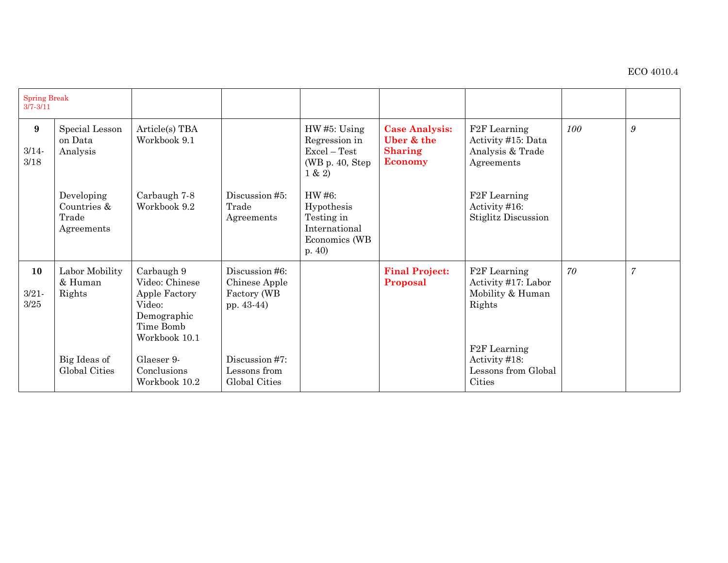| Spring Break 3/7-3/11 | | | | | | | | |
|---|---|---|---|---|---|---|---|---|
| **9**<br><br>3/14-3/18 | Special Lesson on Data Analysis | Article(s) TBA<br>Workbook 9.1 | | HW #5: Using Regression in Excel – Test (WB p. 40, Step 1 & 2) | **Case Analysis: Uber & the Sharing Economy** | F2F Learning Activity #15: Data Analysis & Trade Agreements | *100* | *9* |
| | Developing Countries & Trade Agreements | Carbaugh 7-8<br>Workbook 9.2 | Discussion #5: Trade Agreements | HW #6: Hypothesis Testing in International Economics (WB p. 40) | | F2F Learning Activity #16: Stiglitz Discussion | | |
| **10**<br><br>3/21-3/25 | Labor Mobility & Human Rights | Carbaugh 9<br>Video: Chinese Apple Factory<br>Video: Demographic Time Bomb<br>Workbook 10.1 | Discussion #6: Chinese Apple Factory (WB pp. 43-44) | | **Final Project: Proposal** | F2F Learning Activity #17: Labor Mobility & Human Rights | *70* | *7* |
| | Big Ideas of Global Cities | Glaeser 9-Conclusions<br>Workbook 10.2 | Discussion #7: Lessons from Global Cities | | | F2F Learning Activity #18: Lessons from Global Cities | | |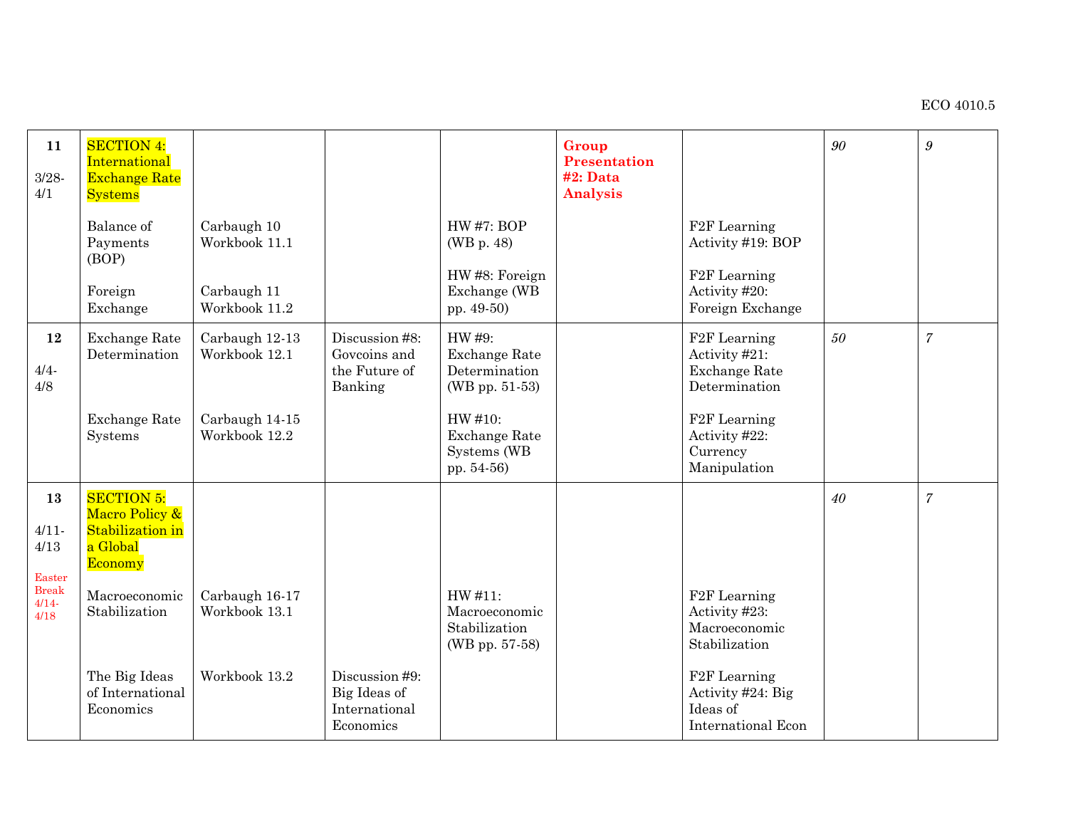| 11<br><br>3/28-4/1 | SECTION 4: International Exchange Rate Systems | | | | **Group Presentation #2: Data Analysis** | | *90* | *9* |
|---|---|---|---|---|---|---|---|---|
| | Balance of Payments (BOP) | Carbaugh 10 Workbook 11.1 | | HW #7: BOP (WB p. 48) | | F2F Learning Activity #19: BOP | | |
| | Foreign Exchange | Carbaugh 11 Workbook 11.2 | | HW #8: Foreign Exchange (WB pp. 49-50) | | F2F Learning Activity #20: Foreign Exchange | | |
| 12<br><br>4/4-4/8 | Exchange Rate Determination | Carbaugh 12-13 Workbook 12.1 | Discussion #8: Govcoins and the Future of Banking | HW #9: Exchange Rate Determination (WB pp. 51-53) | | F2F Learning Activity #21: Exchange Rate Determination | *50* | *7* |
| | Exchange Rate Systems | Carbaugh 14-15 Workbook 12.2 | | HW #10: Exchange Rate Systems (WB pp. 54-56) | | F2F Learning Activity #22: Currency Manipulation | | |
| 13<br><br>4/11-4/13<br><br>Easter Break 4/14-4/18 | SECTION 5: Macro Policy & Stabilization in a Global Economy | | | | | | *40* | *7* |
| | Macroeconomic Stabilization | Carbaugh 16-17 Workbook 13.1 | | HW #11: Macroeconomic Stabilization (WB pp. 57-58) | | F2F Learning Activity #23: Macroeconomic Stabilization | | |
| | The Big Ideas of International Economics | Workbook 13.2 | Discussion #9: Big Ideas of International Economics | | | F2F Learning Activity #24: Big Ideas of International Econ | | |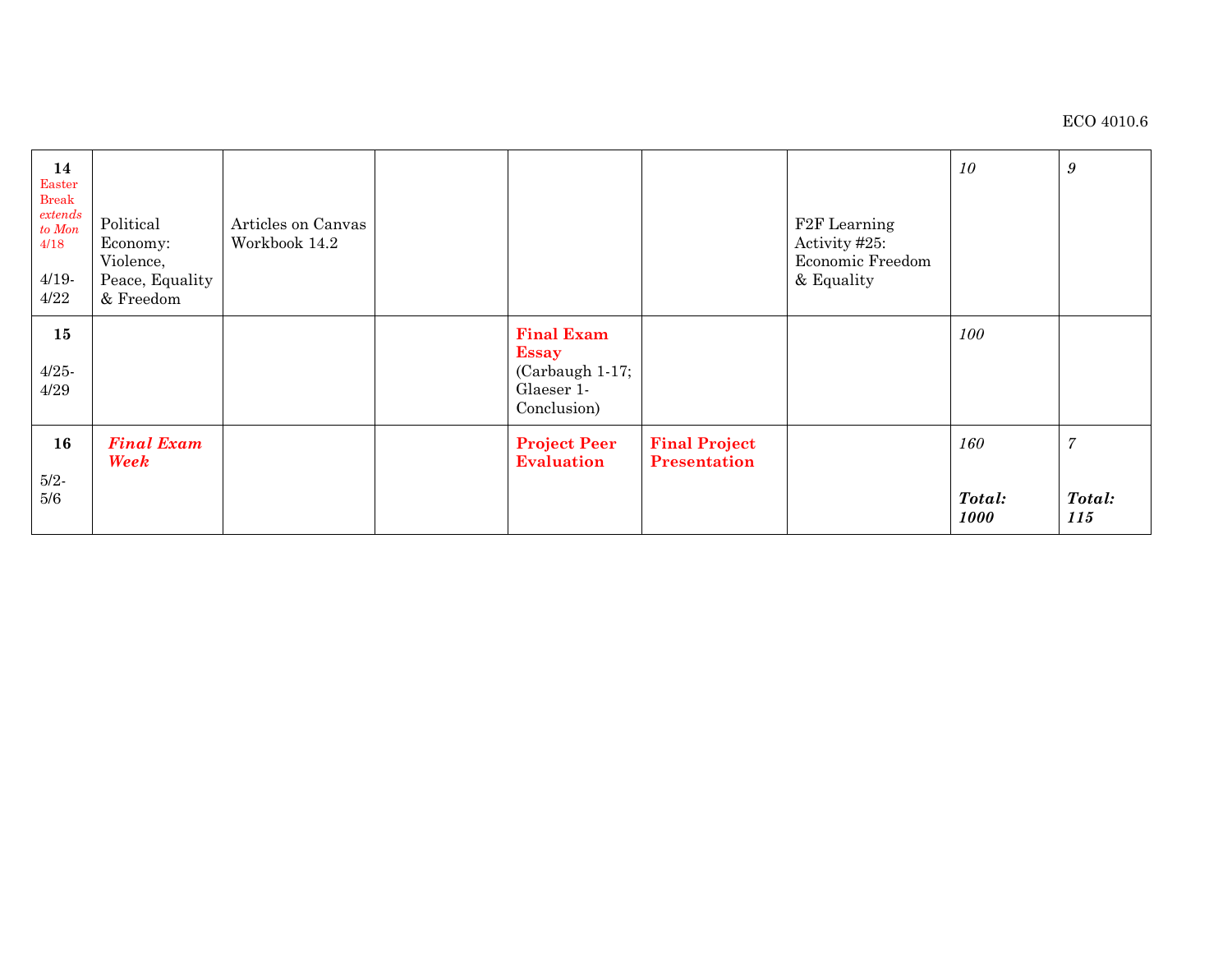| | | | | | | | | |
|---|---|---|---|---|---|---|---|---|
| **14** Easter Break *extends to Mon* 4/18 4/19-4/22 | Political Economy: Violence, Peace, Equality & Freedom | Articles on Canvas Workbook 14.2 | | | | F2F Learning Activity #25: Economic Freedom & Equality | *10* | *9* |
| **15** 4/25-4/29 | | | | **Final Exam Essay** (Carbaugh 1-17; Glaeser 1-Conclusion) | | | *100* | |
| **16** 5/2-5/6 | ***Final Exam Week*** | | | **Project Peer Evaluation** | **Final Project Presentation** | | *160* ***Total: 1000*** | *7* ***Total: 115*** |